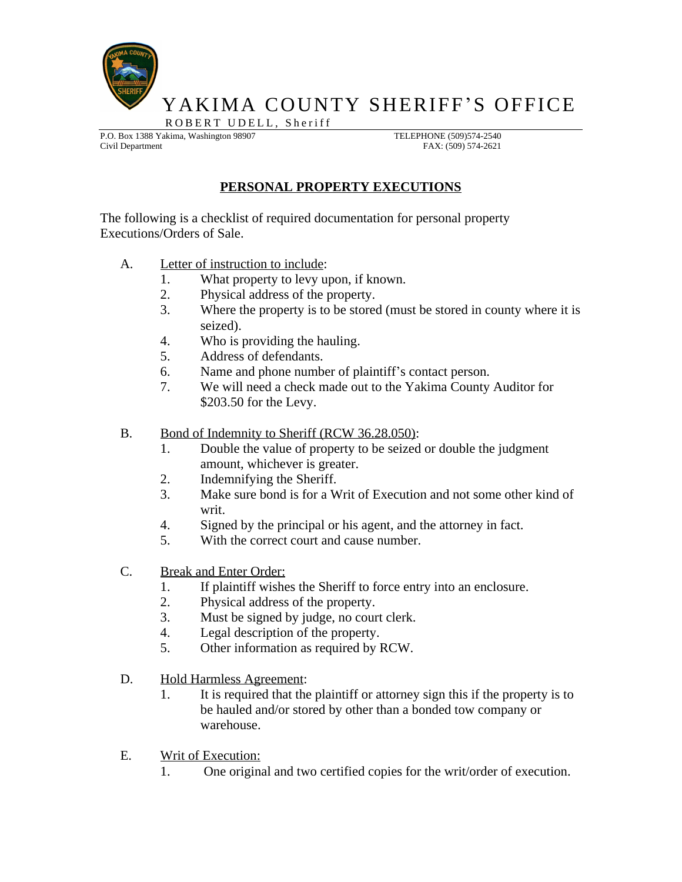# YAKIMA COUNTY SHERIFF'S OFFICE

ROBERT UDELL, Sheriff

P.O. Box 1388 Yakima, Washington 98907
Civil Department

TELEPHONE (509)574-2540
FAX: (509) 574-2621

## PERSONAL PROPERTY EXECUTIONS

The following is a checklist of required documentation for personal property Executions/Orders of Sale.

A. Letter of instruction to include:
   1. What property to levy upon, if known.
   2. Physical address of the property.
   3. Where the property is to be stored (must be stored in county where it is seized).
   4. Who is providing the hauling.
   5. Address of defendants.
   6. Name and phone number of plaintiff's contact person.
   7. We will need a check made out to the Yakima County Auditor for $203.50 for the Levy.

B. Bond of Indemnity to Sheriff (RCW 36.28.050):
   1. Double the value of property to be seized or double the judgment amount, whichever is greater.
   2. Indemnifying the Sheriff.
   3. Make sure bond is for a Writ of Execution and not some other kind of writ.
   4. Signed by the principal or his agent, and the attorney in fact.
   5. With the correct court and cause number.

C. Break and Enter Order:
   1. If plaintiff wishes the Sheriff to force entry into an enclosure.
   2. Physical address of the property.
   3. Must be signed by judge, no court clerk.
   4. Legal description of the property.
   5. Other information as required by RCW.

D. Hold Harmless Agreement:
   1. It is required that the plaintiff or attorney sign this if the property is to be hauled and/or stored by other than a bonded tow company or warehouse.

E. Writ of Execution:
   1. One original and two certified copies for the writ/order of execution.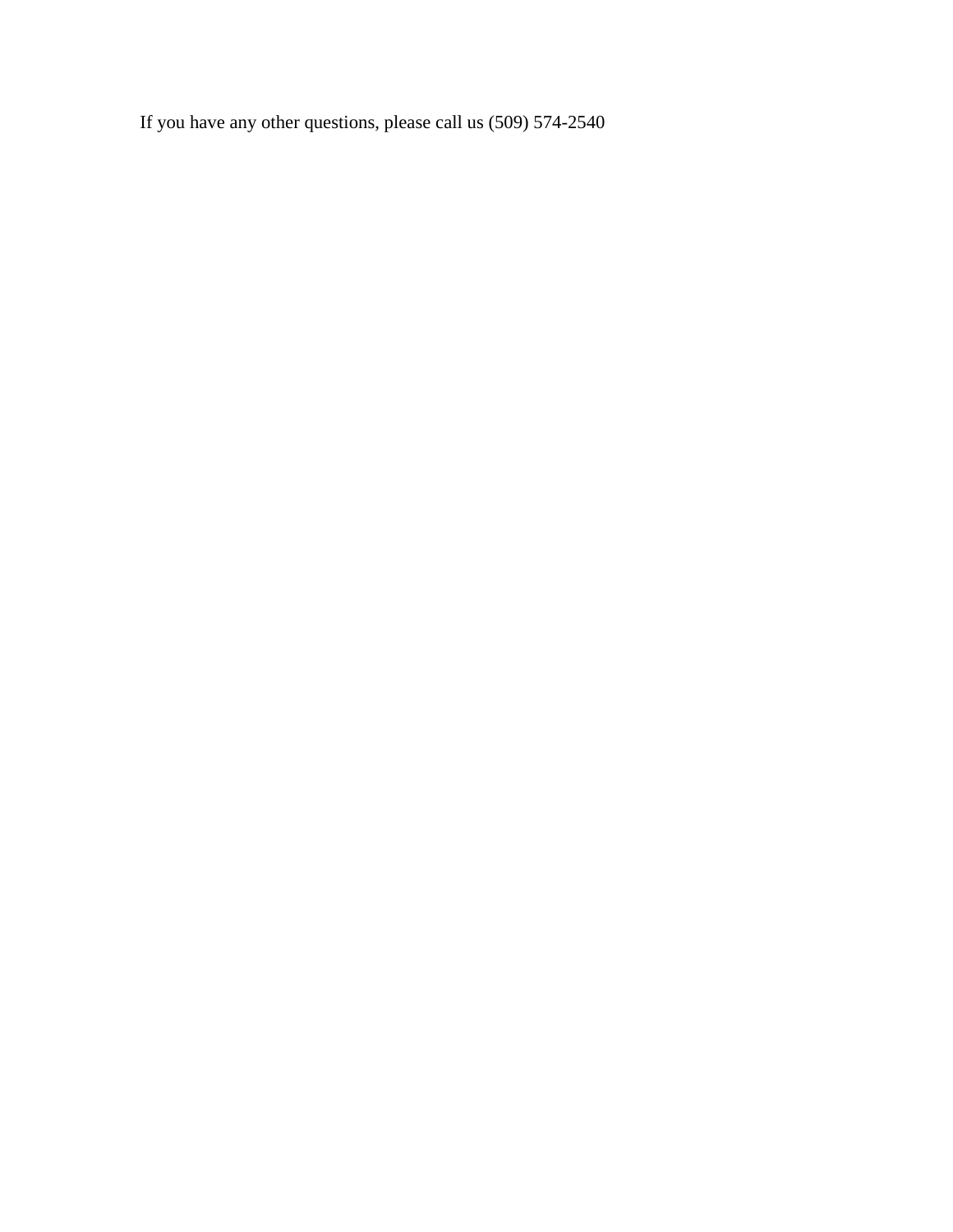If you have any other questions, please call us (509) 574-2540